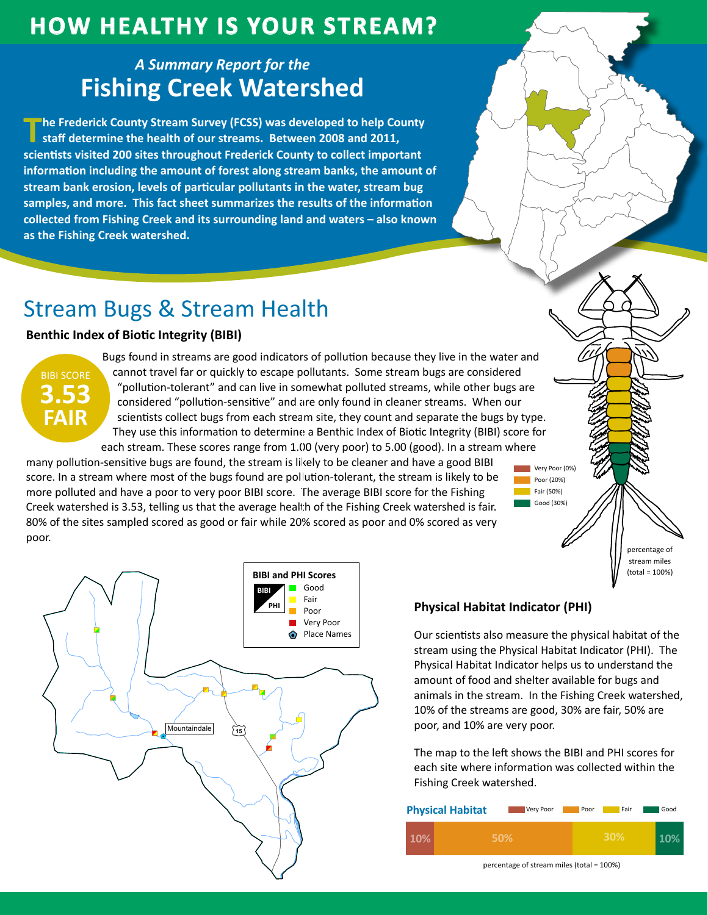# HOW HEALTHY IS YOUR STREAM?

*A Summary Report for the*

## Fishing Creek Watershed

**The Frederick County Stream Survey (FCSS) was developed to help County staff determine the health of our streams. Between 2008 and 2011, scientists visited 200 sites throughout Frederick County to collect important information including the amount of forest along stream banks, the amount of stream bank erosion, levels of particular pollutants in the water, stream bug samples, and more. This fact sheet summarizes the results of the information collected from Fishing Creek and its surrounding land and waters – also known as the Fishing Creek watershed.**

## Stream Bugs & Stream Health

### Benthic Index of Biotic Integrity (BIBI)

BIBI SCORE
**3.53**
**FAIR**

Bugs found in streams are good indicators of pollution because they live in the water and cannot travel far or quickly to escape pollutants. Some stream bugs are considered "pollution-tolerant" and can live in somewhat polluted streams, while other bugs are considered "pollution-sensitive" and are only found in cleaner streams. When our scientists collect bugs from each stream site, they count and separate the bugs by type. They use this information to determine a Benthic Index of Biotic Integrity (BIBI) score for each stream. These scores range from 1.00 (very poor) to 5.00 (good). In a stream where many pollution-sensitive bugs are found, the stream is likely to be cleaner and have a good BIBI score. In a stream where most of the bugs found are pollution-tolerant, the stream is likely to be more polluted and have a poor to very poor BIBI score. The average BIBI score for the Fishing Creek watershed is 3.53, telling us that the average health of the Fishing Creek watershed is fair. 80% of the sites sampled scored as good or fair while 20% scored as poor and 0% scored as very poor.

- Very Poor (0%)
- Poor (20%)
- Fair (50%)
- Good (30%)

percentage of stream miles (total = 100%)

**BIBI and PHI Scores**

- Good
- Fair
- Poor
- Very Poor
- Place Names

Mountaindale

15

### Physical Habitat Indicator (PHI)

Our scientists also measure the physical habitat of the stream using the Physical Habitat Indicator (PHI). The Physical Habitat Indicator helps us to understand the amount of food and shelter available for bugs and animals in the stream. In the Fishing Creek watershed, 10% of the streams are good, 30% are fair, 50% are poor, and 10% are very poor.

The map to the left shows the BIBI and PHI scores for each site where information was collected within the Fishing Creek watershed.

**Physical Habitat**

| Very Poor | Poor | Fair | Good |
|---|---|---|---|
| 10% | 50% | 30% | 10% |

percentage of stream miles (total = 100%)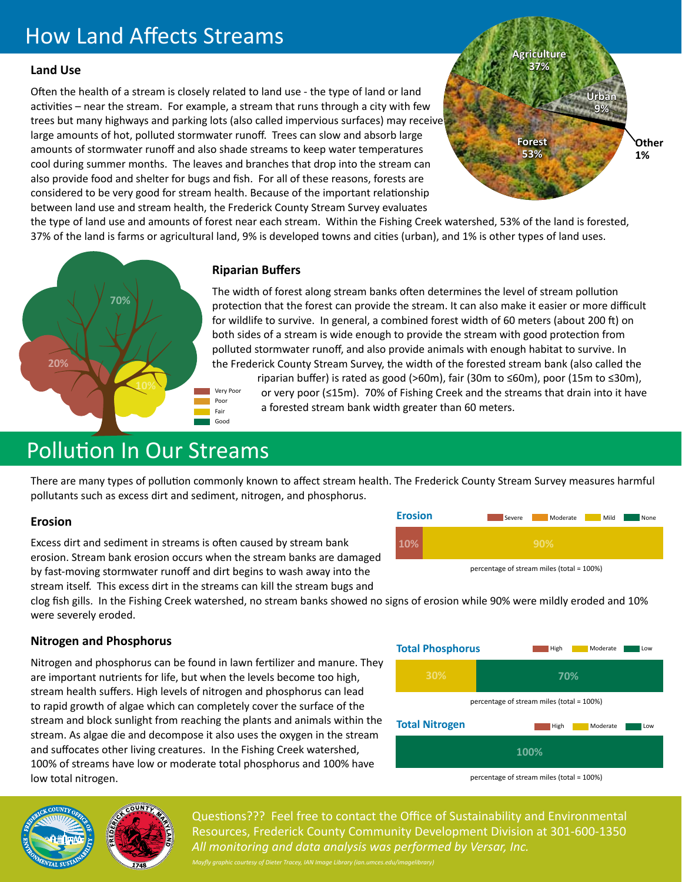# How Land Affects Streams

### Land Use

Often the health of a stream is closely related to land use - the type of land or land activities – near the stream. For example, a stream that runs through a city with few trees but many highways and parking lots (also called impervious surfaces) may receive large amounts of hot, polluted stormwater runoff. Trees can slow and absorb large amounts of stormwater runoff and also shade streams to keep water temperatures cool during summer months. The leaves and branches that drop into the stream can also provide food and shelter for bugs and fish. For all of these reasons, forests are considered to be very good for stream health. Because of the important relationship between land use and stream health, the Frederick County Stream Survey evaluates the type of land use and amounts of forest near each stream. Within the Fishing Creek watershed, 53% of the land is forested, 37% of the land is farms or agricultural land, 9% is developed towns and cities (urban), and 1% is other types of land uses.

Agriculture 37%
Urban 9%
Other 1%
Forest 53%

### Riparian Buffers

The width of forest along stream banks often determines the level of stream pollution protection that the forest can provide the stream. It can also make it easier or more difficult for wildlife to survive. In general, a combined forest width of 60 meters (about 200 ft) on both sides of a stream is wide enough to provide the stream with good protection from polluted stormwater runoff, and also provide animals with enough habitat to survive. In the Frederick County Stream Survey, the width of the forested stream bank (also called the riparian buffer) is rated as good (>60m), fair (30m to ≤60m), poor (15m to ≤30m), or very poor (≤15m). 70% of Fishing Creek and the streams that drain into it have a forested stream bank width greater than 60 meters.

70%
20%
10%

Very Poor
Poor
Fair
Good

# Pollution In Our Streams

There are many types of pollution commonly known to affect stream health. The Frederick County Stream Survey measures harmful pollutants such as excess dirt and sediment, nitrogen, and phosphorus.

### Erosion

Excess dirt and sediment in streams is often caused by stream bank erosion. Stream bank erosion occurs when the stream banks are damaged by fast-moving stormwater runoff and dirt begins to wash away into the stream itself. This excess dirt in the streams can kill the stream bugs and clog fish gills. In the Fishing Creek watershed, no stream banks showed no signs of erosion while 90% were mildly eroded and 10% were severely eroded.

Erosion
Severe Moderate Mild None
10%
90%
percentage of stream miles (total = 100%)

### Nitrogen and Phosphorus

Nitrogen and phosphorus can be found in lawn fertilizer and manure. They are important nutrients for life, but when the levels become too high, stream health suffers. High levels of nitrogen and phosphorus can lead to rapid growth of algae which can completely cover the surface of the stream and block sunlight from reaching the plants and animals within the stream. As algae die and decompose it also uses the oxygen in the stream and suffocates other living creatures. In the Fishing Creek watershed, 100% of streams have low or moderate total phosphorus and 100% have low total nitrogen.

Total Phosphorus
High Moderate Low
30%
70%
percentage of stream miles (total = 100%)

Total Nitrogen
High Moderate Low
100%
percentage of stream miles (total = 100%)

Questions??? Feel free to contact the Office of Sustainability and Environmental Resources, Frederick County Community Development Division at 301-600-1350

*All monitoring and data analysis was performed by Versar, Inc.*

*Mayfly graphic courtesy of Dieter Tracey, IAN Image Library (ian.umces.edu/imagelibrary)*